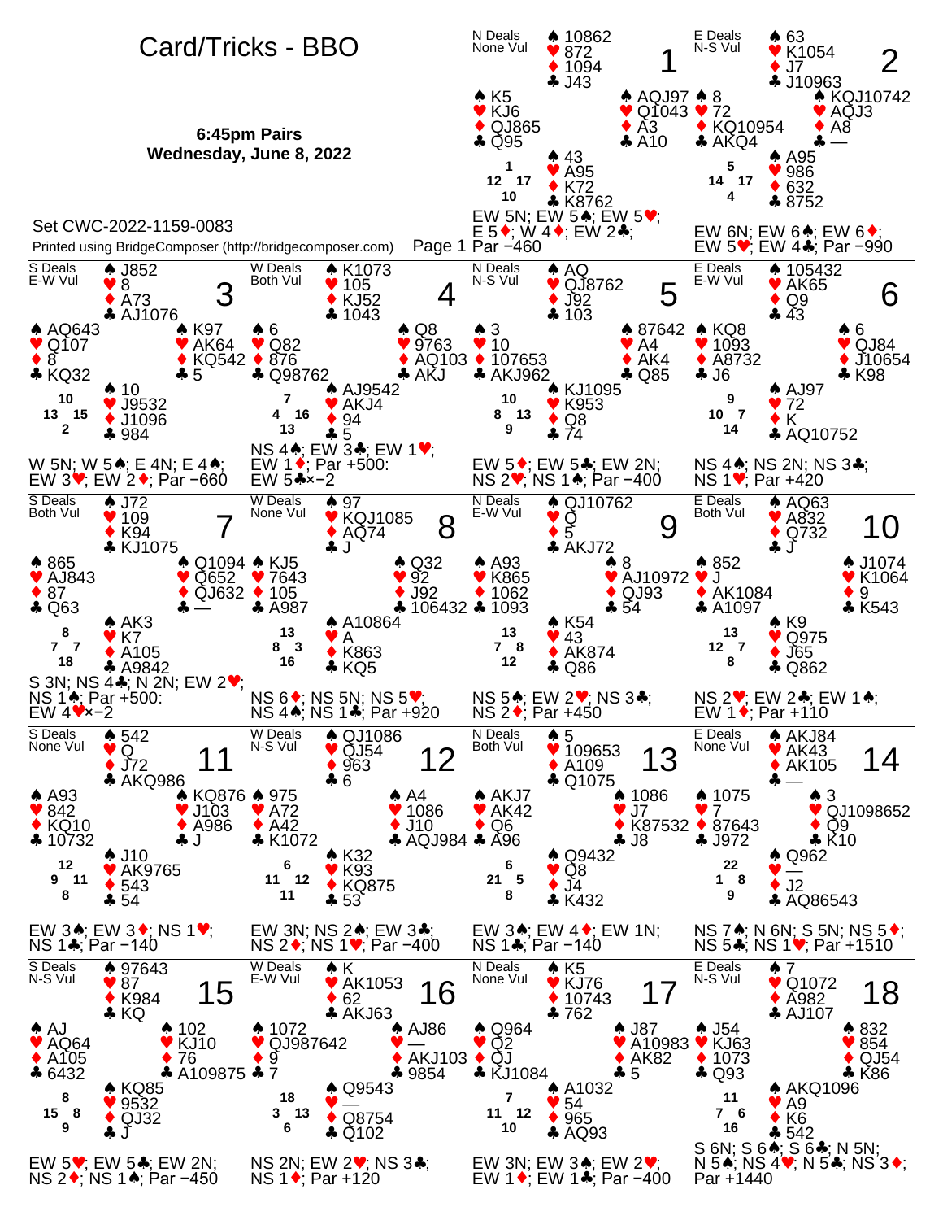# Card/Tricks - BBO

**6:45pm Pairs**
**Wednesday, June 8, 2022**

Set CWC-2022-1159-0083

Printed using BridgeComposer (http://bridgecomposer.com)

## Board 1
N Deals, None Vul

- North: ♠ 10862 ♥ 872 ♦ 1094 ♣ J43
- West: ♠ K5 ♥ KJ6 ♦ QJ865 ♣ Q95
- East: ♠ AQJ97 ♥ Q1043 ♦ A3 ♣ A10
- South: ♠ 43 ♥ A95 ♦ K72 ♣ K8762

HCP: N 1, E 17, S 10, W 12

EW 5N; EW 5♠; EW 5♥; E 5♦; W 4♦; EW 2♣; Par −460

## Board 2
E Deals, N-S Vul

- North: ♠ 63 ♥ K1054 ♦ J7 ♣ J10963
- West: ♠ 8 ♥ 72 ♦ KQ10954 ♣ AKQ4
- East: ♠ KQJ10742 ♥ AQJ3 ♦ A8 ♣ —
- South: ♠ A95 ♥ 986 ♦ 632 ♣ 8752

HCP: N 5, E 17, S 4, W 14

EW 6N; EW 6♠; EW 6♦; EW 5♥; EW 4♣; Par −990

## Board 3
S Deals, E-W Vul

- North: ♠ J852 ♥ 8 ♦ A73 ♣ AJ1076
- West: ♠ AQ643 ♥ Q107 ♦ 8 ♣ KQ32
- East: ♠ K97 ♥ AK64 ♦ KQ542 ♣ 5
- South: ♠ 10 ♥ J9532 ♦ J1096 ♣ 984

HCP: N 10, E 15, S 2, W 13

W 5N; W 5♠; E 4N; E 4♠; EW 3♥; EW 2♦; Par −660

## Board 4
W Deals, Both Vul

- North: ♠ K1073 ♥ 105 ♦ KJ52 ♣ 1043
- West: ♠ 6 ♥ Q82 ♦ 876 ♣ Q98762
- East: ♠ Q8 ♥ 9763 ♦ AQ103 ♣ AKJ
- South: ♠ AJ9542 ♥ AKJ4 ♦ 94 ♣ 5

HCP: N 7, E 16, S 13, W 4

NS 4♠; EW 3♣; EW 1♥; EW 1♦; Par +500: EW 5♣×−2

## Board 5
N Deals, N-S Vul

- North: ♠ AQ ♥ QJ8762 ♦ J92 ♣ 103
- West: ♠ 3 ♥ 10 ♦ 107653 ♣ AKJ962
- East: ♠ 87642 ♥ A4 ♦ AK4 ♣ Q85
- South: ♠ KJ1095 ♥ K953 ♦ Q8 ♣ 74

HCP: N 10, E 13, S 9, W 8

EW 5♦; EW 5♣; EW 2N; NS 2♥; NS 1♠; Par −400

## Board 6
E Deals, E-W Vul

- North: ♠ 105432 ♥ AK65 ♦ Q9 ♣ 43
- West: ♠ KQ8 ♥ 1093 ♦ A8732 ♣ J6
- East: ♠ 6 ♥ QJ84 ♦ J10654 ♣ K98
- South: ♠ AJ97 ♥ 72 ♦ K ♣ AQ10752

HCP: N 9, E 7, S 14, W 10

NS 4♠; NS 2N; NS 3♣; NS 1♥; Par +420

## Board 7
S Deals, Both Vul

- North: ♠ J72 ♥ 109 ♦ K94 ♣ KJ1075
- West: ♠ 865 ♥ AJ843 ♦ 87 ♣ Q63
- East: ♠ Q1094 ♥ Q652 ♦ QJ632 ♣ —
- South: ♠ AK3 ♥ K7 ♦ A105 ♣ A9842

HCP: N 8, E 7, S 18, W 7

S 3N; NS 4♣; N 2N; EW 2♥; NS 1♠; Par +500: EW 4♥×−2

## Board 8
W Deals, None Vul

- North: ♠ 97 ♥ KQJ1085 ♦ AQ74 ♣ J
- West: ♠ KJ5 ♥ 7643 ♦ 105 ♣ A987
- East: ♠ Q32 ♥ 92 ♦ J92 ♣ 106432
- South: ♠ A10864 ♥ A ♦ K863 ♣ KQ5

HCP: N 13, E 3, S 16, W 8

NS 6♦; NS 5N; NS 5♥; NS 4♠; NS 1♣; Par +920

## Board 9
N Deals, E-W Vul

- North: ♠ QJ10762 ♥ Q ♦ 5 ♣ AKJ72
- West: ♠ A93 ♥ K865 ♦ 1062 ♣ 1093
- East: ♠ 8 ♥ AJ10972 ♦ QJ93 ♣ 54
- South: ♠ K54 ♥ 43 ♦ AK874 ♣ Q86

HCP: N 13, E 8, S 12, W 7

NS 5♠; EW 2♥; NS 3♣; NS 2♦; Par +450

## Board 10
E Deals, Both Vul

- North: ♠ AQ63 ♥ A832 ♦ Q732 ♣ J
- West: ♠ 852 ♥ J ♦ AK1084 ♣ A1097
- East: ♠ J1074 ♥ K1064 ♦ 9 ♣ K543
- South: ♠ K9 ♥ Q975 ♦ J65 ♣ Q862

HCP: N 13, E 7, S 8, W 12

NS 2♥; EW 2♣; EW 1♠; EW 1♦; Par +110

## Board 11
S Deals, None Vul

- North: ♠ 542 ♥ Q ♦ J72 ♣ AKQ986
- West: ♠ A93 ♥ 842 ♦ KQ10 ♣ 10732
- East: ♠ KQ876 ♥ J103 ♦ A986 ♣ J
- South: ♠ J10 ♥ AK9765 ♦ 543 ♣ 54

HCP: N 12, E 11, S 8, W 9

EW 3♠; EW 3♦; NS 1♥; NS 1♣; Par −140

## Board 12
W Deals, N-S Vul

- North: ♠ QJ1086 ♥ QJ54 ♦ 963 ♣ 6
- West: ♠ 975 ♥ A72 ♦ A42 ♣ K1072
- East: ♠ A4 ♥ 1086 ♦ J10 ♣ AQJ984
- South: ♠ K32 ♥ K93 ♦ KQ875 ♣ 53

HCP: N 6, E 12, S 11, W 11

EW 3N; NS 2♠; EW 3♣; NS 2♦; NS 1♥; Par −400

## Board 13
N Deals, Both Vul

- North: ♠ 5 ♥ 109653 ♦ A109 ♣ Q1075
- West: ♠ AKJ7 ♥ AK42 ♦ Q6 ♣ A96
- East: ♠ 1086 ♥ J7 ♦ K87532 ♣ J8
- South: ♠ Q9432 ♥ Q8 ♦ J4 ♣ K432

HCP: N 6, E 5, S 8, W 21

EW 3♠; EW 4♦; EW 1N; NS 1♣; Par −140

## Board 14
E Deals, None Vul

- North: ♠ AKJ84 ♥ AK43 ♦ AK105 ♣ —
- West: ♠ 1075 ♥ 7 ♦ 87643 ♣ J972
- East: ♠ 3 ♥ QJ1098652 ♦ Q9 ♣ K10
- South: ♠ Q962 ♥ — ♦ J2 ♣ AQ86543

HCP: N 22, E 8, S 9, W 1

NS 7♠; N 6N; S 5N; NS 5♦; NS 5♣; NS 1♥; Par +1510

## Board 15
S Deals, N-S Vul

- North: ♠ 97643 ♥ 87 ♦ K984 ♣ KQ
- West: ♠ AJ ♥ AQ64 ♦ A105 ♣ 6432
- East: ♠ 102 ♥ KJ10 ♦ 76 ♣ A109875
- South: ♠ KQ85 ♥ 9532 ♦ QJ32 ♣ J

HCP: N 8, E 8, S 9, W 15

EW 5♥; EW 5♣; EW 2N; NS 2♦; NS 1♠; Par −450

## Board 16
W Deals, E-W Vul

- North: ♠ K ♥ AK1053 ♦ 62 ♣ AKJ63
- West: ♠ 1072 ♥ QJ987642 ♦ 9 ♣ 7
- East: ♠ AJ86 ♥ — ♦ AKJ103 ♣ 9854
- South: ♠ Q9543 ♥ — ♦ Q8754 ♣ Q102

HCP: N 18, E 13, S 6, W 3

NS 2N; EW 2♥; NS 3♣; NS 1♦; Par +120

## Board 17
N Deals, None Vul

- North: ♠ K5 ♥ KJ76 ♦ 10743 ♣ 762
- West: ♠ Q964 ♥ Q2 ♦ QJ ♣ KJ1084
- East: ♠ J87 ♥ A10983 ♦ AK82 ♣ 5
- South: ♠ A1032 ♥ 54 ♦ 965 ♣ AQ93

HCP: N 7, E 12, S 10, W 11

EW 3N; EW 3♠; EW 2♥; EW 1♦; EW 1♣; Par −400

## Board 18
E Deals, N-S Vul

- North: ♠ 7 ♥ Q1072 ♦ A982 ♣ AJ107
- West: ♠ J54 ♥ KJ63 ♦ 1073 ♣ Q93
- East: ♠ 832 ♥ 854 ♦ QJ54 ♣ K86
- South: ♠ AKQ1096 ♥ A9 ♦ K6 ♣ 542

HCP: N 11, E 6, S 16, W 7

S 6N; S 6♠; S 6♣; N 5N; N 5♠; NS 4♥; N 5♣; NS 3♦; Par +1440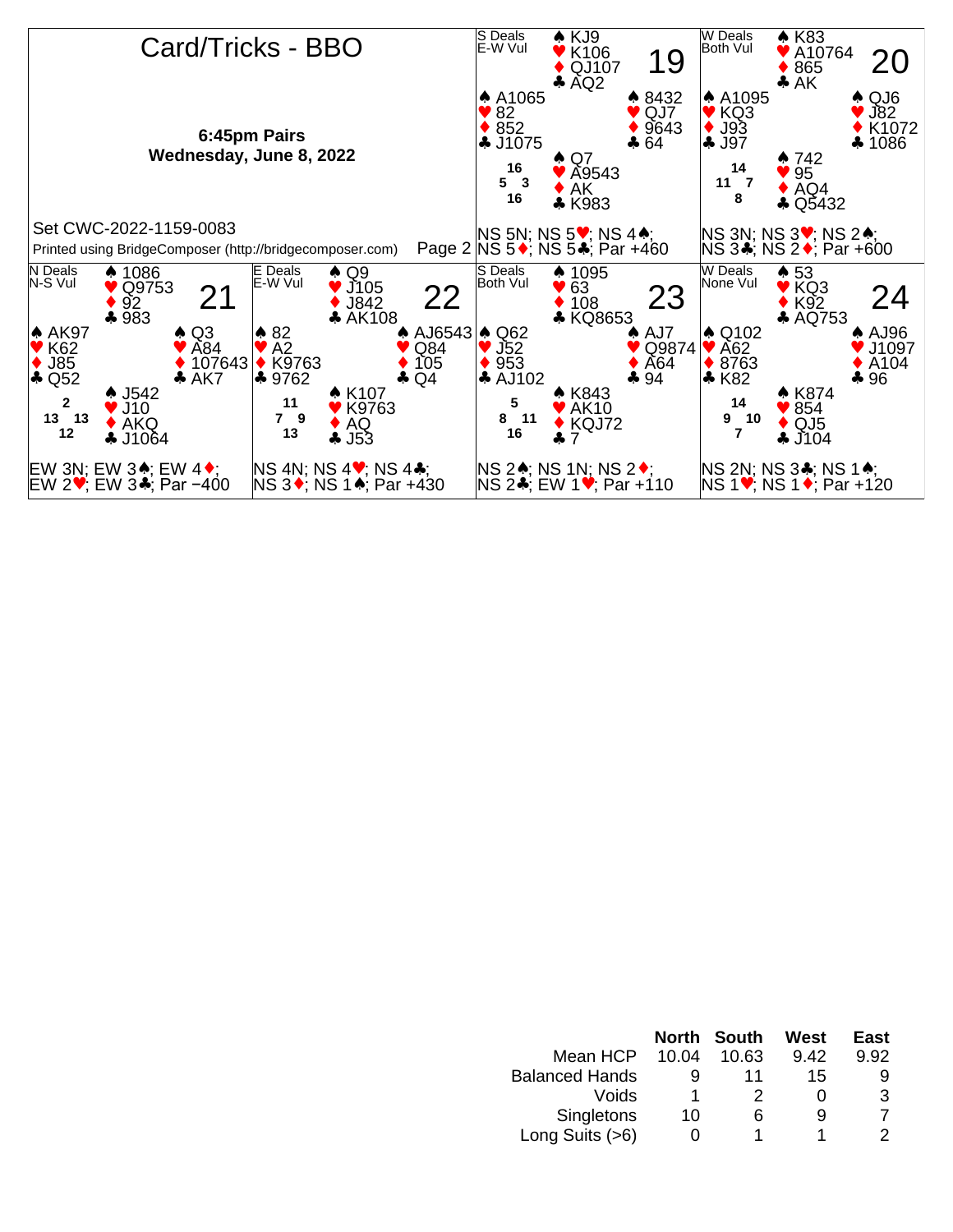# Card/Tricks - BBO

**6:45pm Pairs**
**Wednesday, June 8, 2022**

Set CWC-2022-1159-0083

Printed using BridgeComposer (http://bridgecomposer.com)

## Board 19

S Deals, E-W Vul

North: ♠ KJ9 ♥ K106 ♦ QJ107 ♣ AQ2

West: ♠ A1065 ♥ 82 ♦ 852 ♣ J1075

East: ♠ 8432 ♥ QJ7 ♦ 9643 ♣ 64

South: ♠ Q7 ♥ A9543 ♦ AK ♣ K983

HCP: N 16, W 5, E 3, S 16

NS 5N; NS 5♥; NS 4♠; NS 5♦; NS 5♣; Par +460

## Board 20

W Deals, Both Vul

North: ♠ K83 ♥ A10764 ♦ 865 ♣ AK

West: ♠ A1095 ♥ KQ3 ♦ J93 ♣ J97

East: ♠ QJ6 ♥ J82 ♦ K1072 ♣ 1086

South: ♠ 742 ♥ 95 ♦ AQ4 ♣ Q5432

HCP: N 14, W 11, E 7, S 8

NS 3N; NS 3♥; NS 2♠; NS 3♣; NS 2♦; Par +600

## Board 21

N Deals, N-S Vul

North: ♠ 1086 ♥ Q9753 ♦ 92 ♣ 983

West: ♠ AK97 ♥ K62 ♦ J85 ♣ Q52

East: ♠ Q3 ♥ A84 ♦ 107643 ♣ AK7

South: ♠ J542 ♥ J10 ♦ AKQ ♣ J1064

HCP: N 2, W 13, E 13, S 12

EW 3N; EW 3♠; EW 4♦; EW 2♥; EW 3♣; Par −400

## Board 22

E Deals, E-W Vul

North: ♠ Q9 ♥ J105 ♦ J842 ♣ AK108

West: ♠ 82 ♥ A2 ♦ K9763 ♣ 9762

East: ♠ AJ6543 ♥ Q84 ♦ 105 ♣ Q4

South: ♠ K107 ♥ K9763 ♦ AQ ♣ J53

HCP: N 11, W 7, E 9, S 13

NS 4N; NS 4♥; NS 4♣; NS 3♦; NS 1♠; Par +430

## Board 23

S Deals, Both Vul

North: ♠ 1095 ♥ 63 ♦ 108 ♣ KQ8653

West: ♠ Q62 ♥ J52 ♦ 953 ♣ AJ102

East: ♠ AJ7 ♥ Q9874 ♦ A64 ♣ 94

South: ♠ K843 ♥ AK10 ♦ KQJ72 ♣ 7

HCP: N 5, W 8, E 11, S 16

NS 2♠; NS 1N; NS 2♦; NS 2♣; EW 1♥; Par +110

## Board 24

W Deals, None Vul

North: ♠ 53 ♥ KQ3 ♦ K92 ♣ AQ753

West: ♠ Q102 ♥ A62 ♦ 8763 ♣ K82

East: ♠ AJ96 ♥ J1097 ♦ A104 ♣ 96

South: ♠ K874 ♥ 854 ♦ QJ5 ♣ J104

HCP: N 14, W 9, E 10, S 7

NS 2N; NS 3♣; NS 1♠; NS 1♥; NS 1♦; Par +120

| | North | South | West | East |
|---|---|---|---|---|
| Mean HCP | 10.04 | 10.63 | 9.42 | 9.92 |
| Balanced Hands | 9 | 11 | 15 | 9 |
| Voids | 1 | 2 | 0 | 3 |
| Singletons | 10 | 6 | 9 | 7 |
| Long Suits (>6) | 0 | 1 | 1 | 2 |